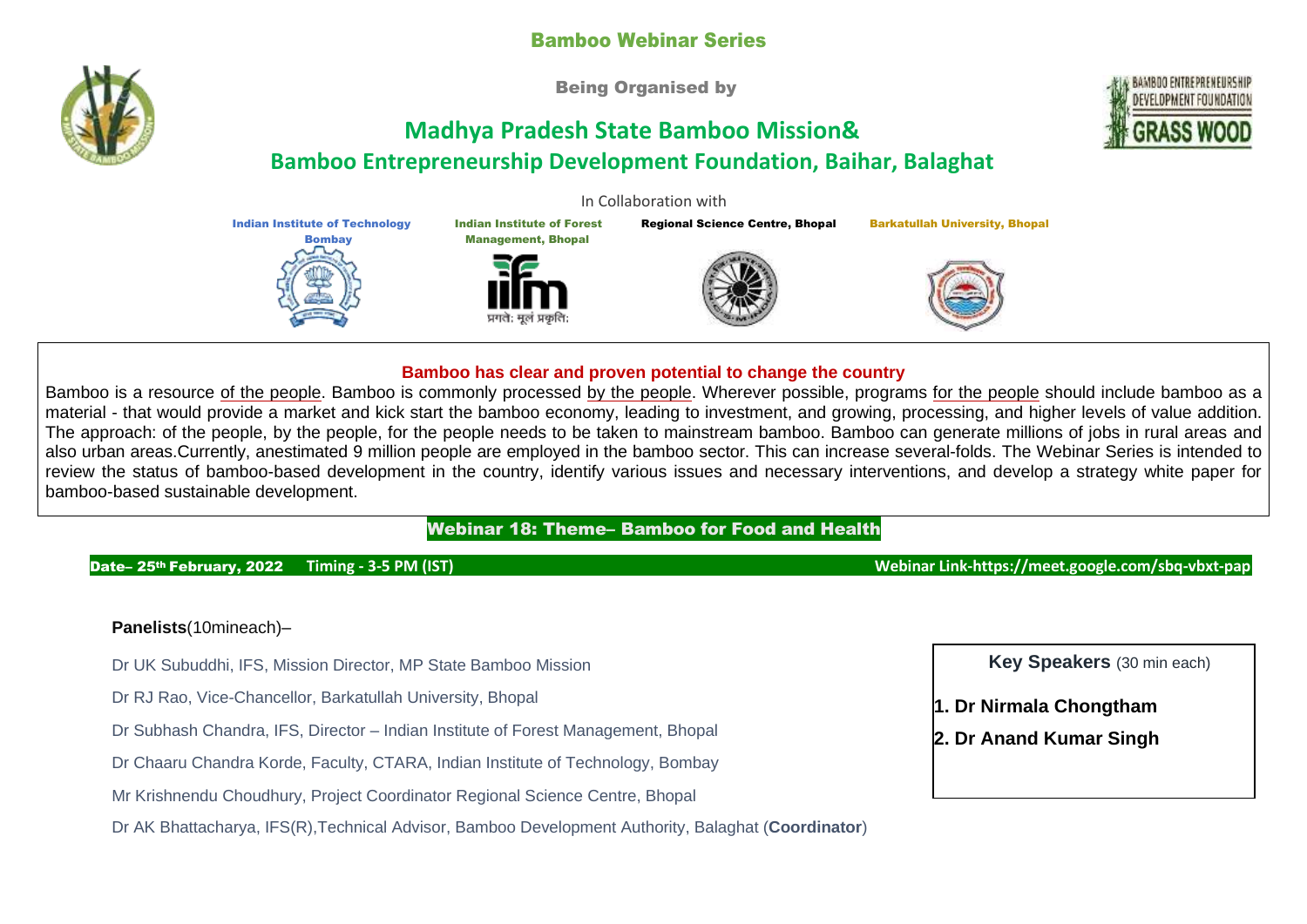# Bamboo Webinar Series

Being Organised by

## Madhya Pradesh State Bamboo Mission&
## Bamboo Entrepreneurship Development Foundation, Baihar, Balaghat

In Collaboration with

Indian Institute of Technology Bombay | Indian Institute of Forest Management, Bhopal | Regional Science Centre, Bhopal | Barkatullah University, Bhopal

### Bamboo has clear and proven potential to change the country

Bamboo is a resource of the people. Bamboo is commonly processed by the people. Wherever possible, programs for the people should include bamboo as a material - that would provide a market and kick start the bamboo economy, leading to investment, and growing, processing, and higher levels of value addition. The approach: of the people, by the people, for the people needs to be taken to mainstream bamboo. Bamboo can generate millions of jobs in rural areas and also urban areas.Currently, anestimated 9 million people are employed in the bamboo sector. This can increase several-folds. The Webinar Series is intended to review the status of bamboo-based development in the country, identify various issues and necessary interventions, and develop a strategy white paper for bamboo-based sustainable development.

### Webinar 18: Theme– Bamboo for Food and Health

**Date– 25th February, 2022 Timing - 3-5 PM (IST) Webinar Link-https://meet.google.com/sbq-vbxt-pap**

**Panelists**(10mineach)–

Dr UK Subuddhi, IFS, Mission Director, MP State Bamboo Mission

Dr RJ Rao, Vice-Chancellor, Barkatullah University, Bhopal

Dr Subhash Chandra, IFS, Director – Indian Institute of Forest Management, Bhopal

Dr Chaaru Chandra Korde, Faculty, CTARA, Indian Institute of Technology, Bombay

Mr Krishnendu Choudhury, Project Coordinator Regional Science Centre, Bhopal

Dr AK Bhattacharya, IFS(R),Technical Advisor, Bamboo Development Authority, Balaghat (**Coordinator**)

**Key Speakers** (30 min each)

1. **Dr Nirmala Chongtham**
2. **Dr Anand Kumar Singh**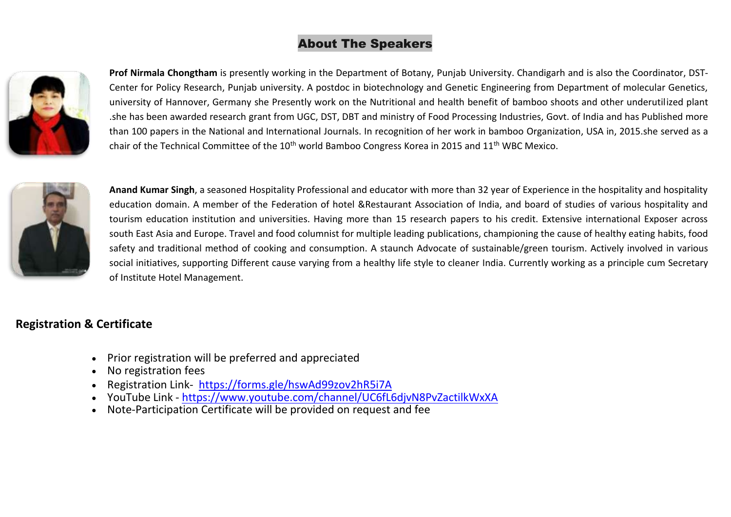## About The Speakers

**Prof Nirmala Chongtham** is presently working in the Department of Botany, Punjab University. Chandigarh and is also the Coordinator, DST-Center for Policy Research, Punjab university. A postdoc in biotechnology and Genetic Engineering from Department of molecular Genetics, university of Hannover, Germany she Presently work on the Nutritional and health benefit of bamboo shoots and other underutilized plant .she has been awarded research grant from UGC, DST, DBT and ministry of Food Processing Industries, Govt. of India and has Published more than 100 papers in the National and International Journals. In recognition of her work in bamboo Organization, USA in, 2015.she served as a chair of the Technical Committee of the 10th world Bamboo Congress Korea in 2015 and 11th WBC Mexico.

**Anand Kumar Singh**, a seasoned Hospitality Professional and educator with more than 32 year of Experience in the hospitality and hospitality education domain. A member of the Federation of hotel &Restaurant Association of India, and board of studies of various hospitality and tourism education institution and universities. Having more than 15 research papers to his credit. Extensive international Exposer across south East Asia and Europe. Travel and food columnist for multiple leading publications, championing the cause of healthy eating habits, food safety and traditional method of cooking and consumption. A staunch Advocate of sustainable/green tourism. Actively involved in various social initiatives, supporting Different cause varying from a healthy life style to cleaner India. Currently working as a principle cum Secretary of Institute Hotel Management.

### Registration & Certificate

- Prior registration will be preferred and appreciated
- No registration fees
- Registration Link- https://forms.gle/hswAd99zov2hR5i7A
- YouTube Link - https://www.youtube.com/channel/UC6fL6djvN8PvZactilkWxXA
- Note-Participation Certificate will be provided on request and fee